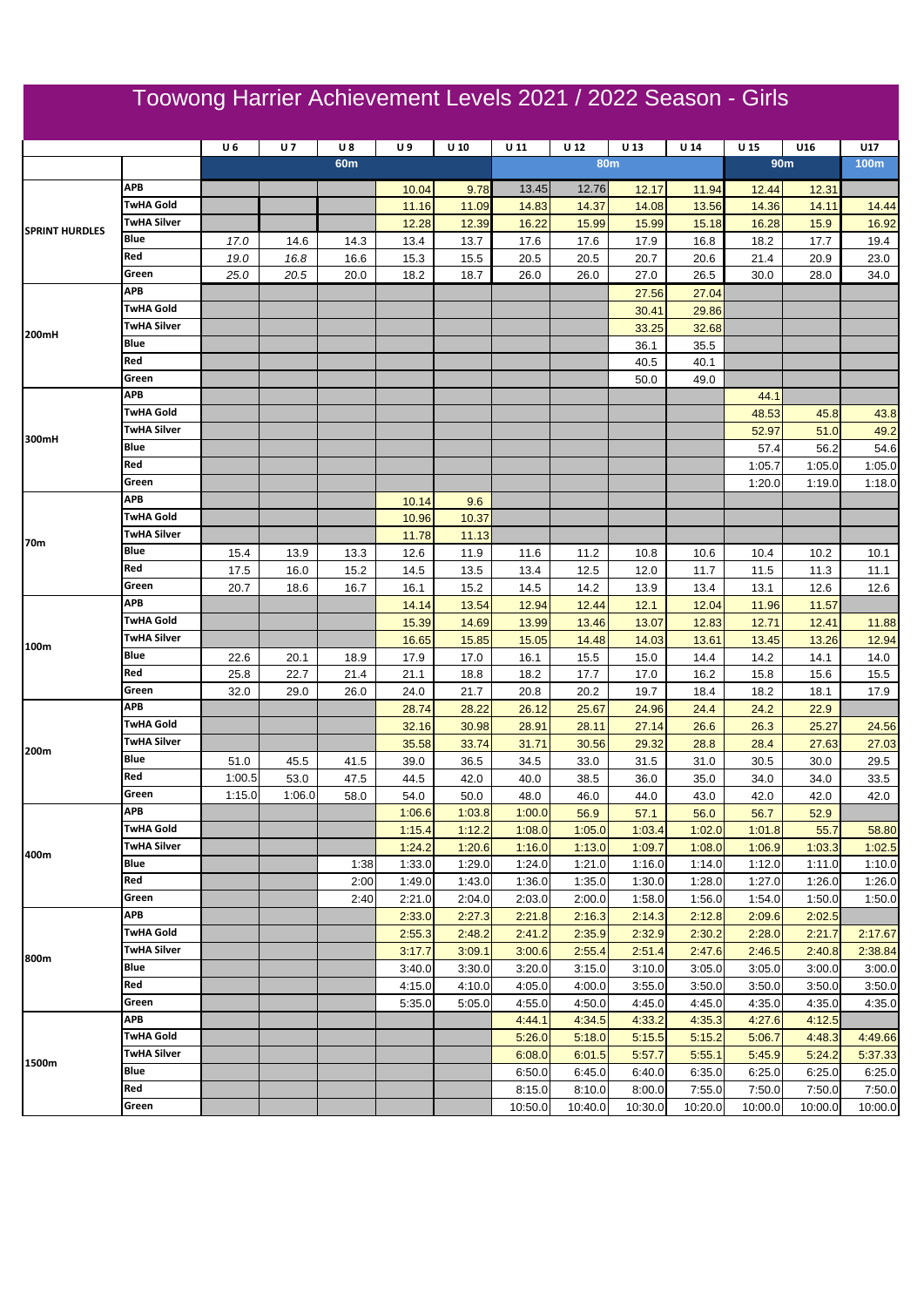# Toowong Harrier Achievement Levels 2021 / 2022 Season - Girls

| | | U 6 | U 7 | U 8 | U 9 | U 10 | U 11 | U 12 | U 13 | U 14 | U 15 | U16 | U17 |
|---|---|---|---|---|---|---|---|---|---|---|---|---|---|
| | | | | 60m | | | | 80m | | | | 90m | 100m |
| SPRINT HURDLES | APB | | | | 10.04 | 9.78 | 13.45 | 12.76 | 12.17 | 11.94 | 12.44 | 12.31 | |
| | TwHA Gold | | | | 11.16 | 11.09 | 14.83 | 14.37 | 14.08 | 13.56 | 14.36 | 14.11 | 14.44 |
| | TwHA Silver | | | | 12.28 | 12.39 | 16.22 | 15.99 | 15.99 | 15.18 | 16.28 | 15.9 | 16.92 |
| | Blue | *17.0* | 14.6 | 14.3 | 13.4 | 13.7 | 17.6 | 17.6 | 17.9 | 16.8 | 18.2 | 17.7 | 19.4 |
| | Red | *19.0* | *16.8* | 16.6 | 15.3 | 15.5 | 20.5 | 20.5 | 20.7 | 20.6 | 21.4 | 20.9 | 23.0 |
| | Green | *25.0* | *20.5* | 20.0 | 18.2 | 18.7 | 26.0 | 26.0 | 27.0 | 26.5 | 30.0 | 28.0 | 34.0 |
| 200mH | APB | | | | | | | | 27.56 | 27.04 | | | |
| | TwHA Gold | | | | | | | | 30.41 | 29.86 | | | |
| | TwHA Silver | | | | | | | | 33.25 | 32.68 | | | |
| | Blue | | | | | | | | 36.1 | 35.5 | | | |
| | Red | | | | | | | | 40.5 | 40.1 | | | |
| | Green | | | | | | | | 50.0 | 49.0 | | | |
| 300mH | APB | | | | | | | | | | 44.1 | | |
| | TwHA Gold | | | | | | | | | | 48.53 | 45.8 | 43.8 |
| | TwHA Silver | | | | | | | | | | 52.97 | 51.0 | 49.2 |
| | Blue | | | | | | | | | | 57.4 | 56.2 | 54.6 |
| | Red | | | | | | | | | | 1:05.7 | 1:05.0 | 1:05.0 |
| | Green | | | | | | | | | | 1:20.0 | 1:19.0 | 1:18.0 |
| 70m | APB | | | | 10.14 | 9.6 | | | | | | | |
| | TwHA Gold | | | | 10.96 | 10.37 | | | | | | | |
| | TwHA Silver | | | | 11.78 | 11.13 | | | | | | | |
| | Blue | 15.4 | 13.9 | 13.3 | 12.6 | 11.9 | 11.6 | 11.2 | 10.8 | 10.6 | 10.4 | 10.2 | 10.1 |
| | Red | 17.5 | 16.0 | 15.2 | 14.5 | 13.5 | 13.4 | 12.5 | 12.0 | 11.7 | 11.5 | 11.3 | 11.1 |
| | Green | 20.7 | 18.6 | 16.7 | 16.1 | 15.2 | 14.5 | 14.2 | 13.9 | 13.4 | 13.1 | 12.6 | 12.6 |
| 100m | APB | | | | 14.14 | 13.54 | 12.94 | 12.44 | 12.1 | 12.04 | 11.96 | 11.57 | |
| | TwHA Gold | | | | 15.39 | 14.69 | 13.99 | 13.46 | 13.07 | 12.83 | 12.71 | 12.41 | 11.88 |
| | TwHA Silver | | | | 16.65 | 15.85 | 15.05 | 14.48 | 14.03 | 13.61 | 13.45 | 13.26 | 12.94 |
| | Blue | 22.6 | 20.1 | 18.9 | 17.9 | 17.0 | 16.1 | 15.5 | 15.0 | 14.4 | 14.2 | 14.1 | 14.0 |
| | Red | 25.8 | 22.7 | 21.4 | 21.1 | 18.8 | 18.2 | 17.7 | 17.0 | 16.2 | 15.8 | 15.6 | 15.5 |
| | Green | 32.0 | 29.0 | 26.0 | 24.0 | 21.7 | 20.8 | 20.2 | 19.7 | 18.4 | 18.2 | 18.1 | 17.9 |
| 200m | APB | | | | 28.74 | 28.22 | 26.12 | 25.67 | 24.96 | 24.4 | 24.2 | 22.9 | |
| | TwHA Gold | | | | 32.16 | 30.98 | 28.91 | 28.11 | 27.14 | 26.6 | 26.3 | 25.27 | 24.56 |
| | TwHA Silver | | | | 35.58 | 33.74 | 31.71 | 30.56 | 29.32 | 28.8 | 28.4 | 27.63 | 27.03 |
| | Blue | 51.0 | 45.5 | 41.5 | 39.0 | 36.5 | 34.5 | 33.0 | 31.5 | 31.0 | 30.5 | 30.0 | 29.5 |
| | Red | 1:00.5 | 53.0 | 47.5 | 44.5 | 42.0 | 40.0 | 38.5 | 36.0 | 35.0 | 34.0 | 34.0 | 33.5 |
| | Green | 1:15.0 | 1:06.0 | 58.0 | 54.0 | 50.0 | 48.0 | 46.0 | 44.0 | 43.0 | 42.0 | 42.0 | 42.0 |
| 400m | APB | | | | 1:06.6 | 1:03.8 | 1:00.0 | 56.9 | 57.1 | 56.0 | 56.7 | 52.9 | |
| | TwHA Gold | | | | 1:15.4 | 1:12.2 | 1:08.0 | 1:05.0 | 1:03.4 | 1:02.0 | 1:01.8 | 55.7 | 58.80 |
| | TwHA Silver | | | | 1:24.2 | 1:20.6 | 1:16.0 | 1:13.0 | 1:09.7 | 1:08.0 | 1:06.9 | 1:03.3 | 1:02.5 |
| | Blue | | | 1:38 | 1:33.0 | 1:29.0 | 1:24.0 | 1:21.0 | 1:16.0 | 1:14.0 | 1:12.0 | 1:11.0 | 1:10.0 |
| | Red | | | 2:00 | 1:49.0 | 1:43.0 | 1:36.0 | 1:35.0 | 1:30.0 | 1:28.0 | 1:27.0 | 1:26.0 | 1:26.0 |
| | Green | | | 2:40 | 2:21.0 | 2:04.0 | 2:03.0 | 2:00.0 | 1:58.0 | 1:56.0 | 1:54.0 | 1:50.0 | 1:50.0 |
| 800m | APB | | | | 2:33.0 | 2:27.3 | 2:21.8 | 2:16.3 | 2:14.3 | 2:12.8 | 2:09.6 | 2:02.5 | |
| | TwHA Gold | | | | 2:55.3 | 2:48.2 | 2:41.2 | 2:35.9 | 2:32.9 | 2:30.2 | 2:28.0 | 2:21.7 | 2:17.67 |
| | TwHA Silver | | | | 3:17.7 | 3:09.1 | 3:00.6 | 2:55.4 | 2:51.4 | 2:47.6 | 2:46.5 | 2:40.8 | 2:38.84 |
| | Blue | | | | 3:40.0 | 3:30.0 | 3:20.0 | 3:15.0 | 3:10.0 | 3:05.0 | 3:05.0 | 3:00.0 | 3:00.0 |
| | Red | | | | 4:15.0 | 4:10.0 | 4:05.0 | 4:00.0 | 3:55.0 | 3:50.0 | 3:50.0 | 3:50.0 | 3:50.0 |
| | Green | | | | 5:35.0 | 5:05.0 | 4:55.0 | 4:50.0 | 4:45.0 | 4:45.0 | 4:35.0 | 4:35.0 | 4:35.0 |
| 1500m | APB | | | | | | 4:44.1 | 4:34.5 | 4:33.2 | 4:35.3 | 4:27.6 | 4:12.5 | |
| | TwHA Gold | | | | | | 5:26.0 | 5:18.0 | 5:15.5 | 5:15.2 | 5:06.7 | 4:48.3 | 4:49.66 |
| | TwHA Silver | | | | | | 6:08.0 | 6:01.5 | 5:57.7 | 5:55.1 | 5:45.9 | 5:24.2 | 5:37.33 |
| | Blue | | | | | | 6:50.0 | 6:45.0 | 6:40.0 | 6:35.0 | 6:25.0 | 6:25.0 | 6:25.0 |
| | Red | | | | | | 8:15.0 | 8:10.0 | 8:00.0 | 7:55.0 | 7:50.0 | 7:50.0 | 7:50.0 |
| | Green | | | | | | 10:50.0 | 10:40.0 | 10:30.0 | 10:20.0 | 10:00.0 | 10:00.0 | 10:00.0 |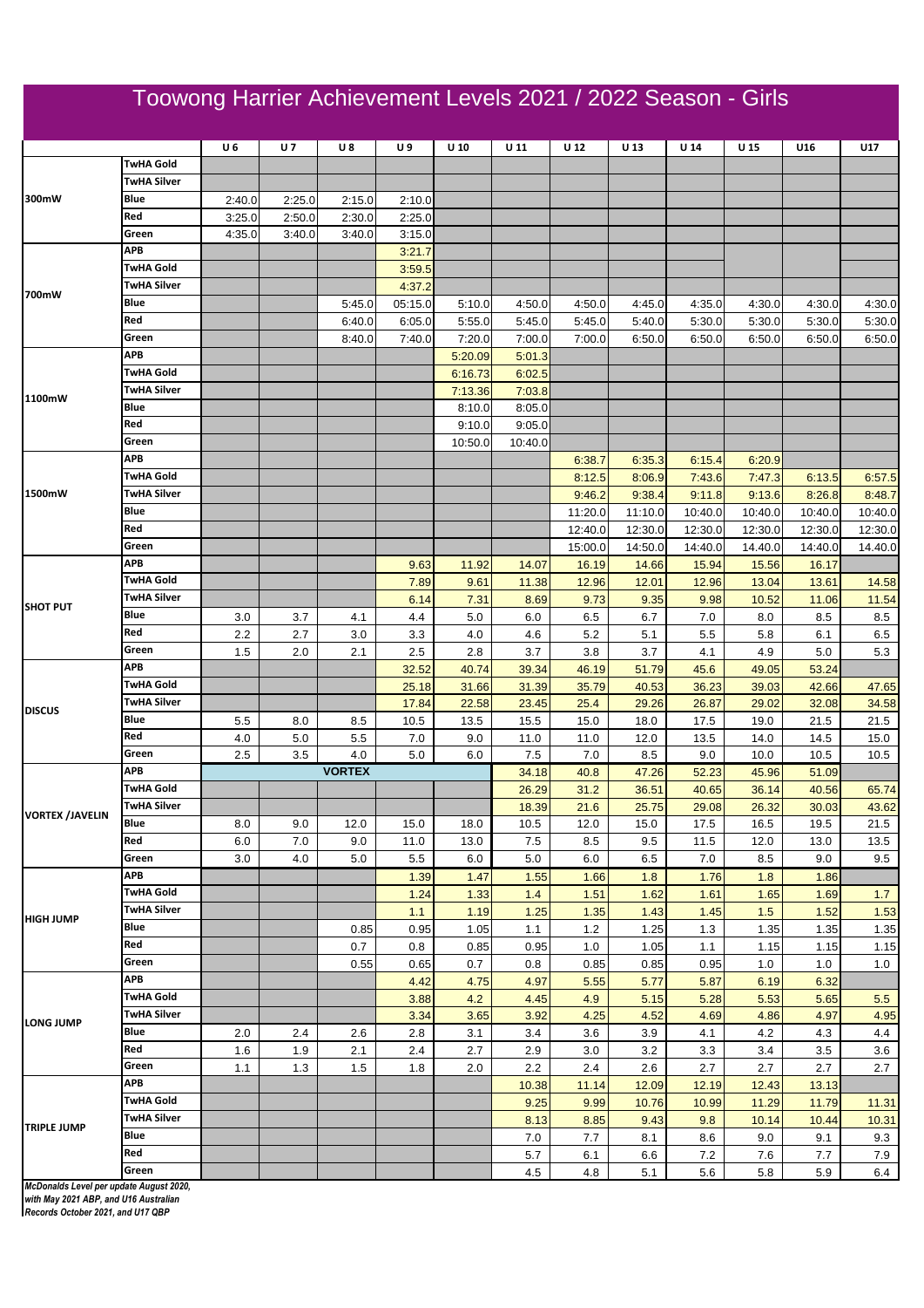# Toowong Harrier Achievement Levels 2021 / 2022 Season - Girls

| | | U 6 | U 7 | U 8 | U 9 | U 10 | U 11 | U 12 | U 13 | U 14 | U 15 | U16 | U17 |
|---|---|---|---|---|---|---|---|---|---|---|---|---|---|
| 300mW | TwHA Gold | | | | | | | | | | | | |
| | TwHA Silver | | | | | | | | | | | | |
| | Blue | 2:40.0 | 2:25.0 | 2:15.0 | 2:10.0 | | | | | | | | |
| | Red | 3:25.0 | 2:50.0 | 2:30.0 | 2:25.0 | | | | | | | | |
| | Green | 4:35.0 | 3:40.0 | 3:40.0 | 3:15.0 | | | | | | | | |
| 700mW | APB | | | | 3:21.7 | | | | | | | | |
| | TwHA Gold | | | | 3:59.5 | | | | | | | | |
| | TwHA Silver | | | | 4:37.2 | | | | | | | | |
| | Blue | | | 5:45.0 | 05:15.0 | 5:10.0 | 4:50.0 | 4:50.0 | 4:45.0 | 4:35.0 | 4:30.0 | 4:30.0 | 4:30.0 |
| | Red | | | 6:40.0 | 6:05.0 | 5:55.0 | 5:45.0 | 5:45.0 | 5:40.0 | 5:30.0 | 5:30.0 | 5:30.0 | 5:30.0 |
| | Green | | | 8:40.0 | 7:40.0 | 7:20.0 | 7:00.0 | 7:00.0 | 6:50.0 | 6:50.0 | 6:50.0 | 6:50.0 | 6:50.0 |
| 1100mW | APB | | | | | 5:20.09 | 5:01.3 | | | | | | |
| | TwHA Gold | | | | | 6:16.73 | 6:02.5 | | | | | | |
| | TwHA Silver | | | | | 7:13.36 | 7:03.8 | | | | | | |
| | Blue | | | | | 8:10.0 | 8:05.0 | | | | | | |
| | Red | | | | | 9:10.0 | 9:05.0 | | | | | | |
| | Green | | | | | 10:50.0 | 10:40.0 | | | | | | |
| 1500mW | APB | | | | | | | 6:38.7 | 6:35.3 | 6:15.4 | 6:20.9 | | |
| | TwHA Gold | | | | | | | 8:12.5 | 8:06.9 | 7:43.6 | 7:47.3 | 6:13.5 | 6:57.5 |
| | TwHA Silver | | | | | | | 9:46.2 | 9:38.4 | 9:11.8 | 9:13.6 | 8:26.8 | 8:48.7 |
| | Blue | | | | | | | 11:20.0 | 11:10.0 | 10:40.0 | 10:40.0 | 10:40.0 | 10:40.0 |
| | Red | | | | | | | 12:40.0 | 12:30.0 | 12:30.0 | 12:30.0 | 12:30.0 | 12:30.0 |
| | Green | | | | | | | 15:00.0 | 14:50.0 | 14:40.0 | 14.40.0 | 14:40.0 | 14.40.0 |
| SHOT PUT | APB | | | | 9.63 | 11.92 | 14.07 | 16.19 | 14.66 | 15.94 | 15.56 | 16.17 | |
| | TwHA Gold | | | | 7.89 | 9.61 | 11.38 | 12.96 | 12.01 | 12.96 | 13.04 | 13.61 | 14.58 |
| | TwHA Silver | | | | 6.14 | 7.31 | 8.69 | 9.73 | 9.35 | 9.98 | 10.52 | 11.06 | 11.54 |
| | Blue | 3.0 | 3.7 | 4.1 | 4.4 | 5.0 | 6.0 | 6.5 | 6.7 | 7.0 | 8.0 | 8.5 | 8.5 |
| | Red | 2.2 | 2.7 | 3.0 | 3.3 | 4.0 | 4.6 | 5.2 | 5.1 | 5.5 | 5.8 | 6.1 | 6.5 |
| | Green | 1.5 | 2.0 | 2.1 | 2.5 | 2.8 | 3.7 | 3.8 | 3.7 | 4.1 | 4.9 | 5.0 | 5.3 |
| DISCUS | APB | | | | 32.52 | 40.74 | 39.34 | 46.19 | 51.79 | 45.6 | 49.05 | 53.24 | |
| | TwHA Gold | | | | 25.18 | 31.66 | 31.39 | 35.79 | 40.53 | 36.23 | 39.03 | 42.66 | 47.65 |
| | TwHA Silver | | | | 17.84 | 22.58 | 23.45 | 25.4 | 29.26 | 26.87 | 29.02 | 32.08 | 34.58 |
| | Blue | 5.5 | 8.0 | 8.5 | 10.5 | 13.5 | 15.5 | 15.0 | 18.0 | 17.5 | 19.0 | 21.5 | 21.5 |
| | Red | 4.0 | 5.0 | 5.5 | 7.0 | 9.0 | 11.0 | 11.0 | 12.0 | 13.5 | 14.0 | 14.5 | 15.0 |
| | Green | 2.5 | 3.5 | 4.0 | 5.0 | 6.0 | 7.5 | 7.0 | 8.5 | 9.0 | 10.0 | 10.5 | 10.5 |
| VORTEX /JAVELIN | APB | VORTEX | | | | | 34.18 | 40.8 | 47.26 | 52.23 | 45.96 | 51.09 | |
| | TwHA Gold | | | | | | 26.29 | 31.2 | 36.51 | 40.65 | 36.14 | 40.56 | 65.74 |
| | TwHA Silver | | | | | | 18.39 | 21.6 | 25.75 | 29.08 | 26.32 | 30.03 | 43.62 |
| | Blue | 8.0 | 9.0 | 12.0 | 15.0 | 18.0 | 10.5 | 12.0 | 15.0 | 17.5 | 16.5 | 19.5 | 21.5 |
| | Red | 6.0 | 7.0 | 9.0 | 11.0 | 13.0 | 7.5 | 8.5 | 9.5 | 11.5 | 12.0 | 13.0 | 13.5 |
| | Green | 3.0 | 4.0 | 5.0 | 5.5 | 6.0 | 5.0 | 6.0 | 6.5 | 7.0 | 8.5 | 9.0 | 9.5 |
| HIGH JUMP | APB | | | | 1.39 | 1.47 | 1.55 | 1.66 | 1.8 | 1.76 | 1.8 | 1.86 | |
| | TwHA Gold | | | | 1.24 | 1.33 | 1.4 | 1.51 | 1.62 | 1.61 | 1.65 | 1.69 | 1.7 |
| | TwHA Silver | | | | 1.1 | 1.19 | 1.25 | 1.35 | 1.43 | 1.45 | 1.5 | 1.52 | 1.53 |
| | Blue | | | 0.85 | 0.95 | 1.05 | 1.1 | 1.2 | 1.25 | 1.3 | 1.35 | 1.35 | 1.35 |
| | Red | | | 0.7 | 0.8 | 0.85 | 0.95 | 1.0 | 1.05 | 1.1 | 1.15 | 1.15 | 1.15 |
| | Green | | | 0.55 | 0.65 | 0.7 | 0.8 | 0.85 | 0.85 | 0.95 | 1.0 | 1.0 | 1.0 |
| LONG JUMP | APB | | | | 4.42 | 4.75 | 4.97 | 5.55 | 5.77 | 5.87 | 6.19 | 6.32 | |
| | TwHA Gold | | | | 3.88 | 4.2 | 4.45 | 4.9 | 5.15 | 5.28 | 5.53 | 5.65 | 5.5 |
| | TwHA Silver | | | | 3.34 | 3.65 | 3.92 | 4.25 | 4.52 | 4.69 | 4.86 | 4.97 | 4.95 |
| | Blue | 2.0 | 2.4 | 2.6 | 2.8 | 3.1 | 3.4 | 3.6 | 3.9 | 4.1 | 4.2 | 4.3 | 4.4 |
| | Red | 1.6 | 1.9 | 2.1 | 2.4 | 2.7 | 2.9 | 3.0 | 3.2 | 3.3 | 3.4 | 3.5 | 3.6 |
| | Green | 1.1 | 1.3 | 1.5 | 1.8 | 2.0 | 2.2 | 2.4 | 2.6 | 2.7 | 2.7 | 2.7 | 2.7 |
| TRIPLE JUMP | APB | | | | | | 10.38 | 11.14 | 12.09 | 12.19 | 12.43 | 13.13 | |
| | TwHA Gold | | | | | | 9.25 | 9.99 | 10.76 | 10.99 | 11.29 | 11.79 | 11.31 |
| | TwHA Silver | | | | | | 8.13 | 8.85 | 9.43 | 9.8 | 10.14 | 10.44 | 10.31 |
| | Blue | | | | | | 7.0 | 7.7 | 8.1 | 8.6 | 9.0 | 9.1 | 9.3 |
| | Red | | | | | | 5.7 | 6.1 | 6.6 | 7.2 | 7.6 | 7.7 | 7.9 |
| | Green | | | | | | 4.5 | 4.8 | 5.1 | 5.6 | 5.8 | 5.9 | 6.4 |

***McDonalds Level per update August 2020, with May 2021 ABP, and U16 Australian Records October 2021, and U17 QBP***